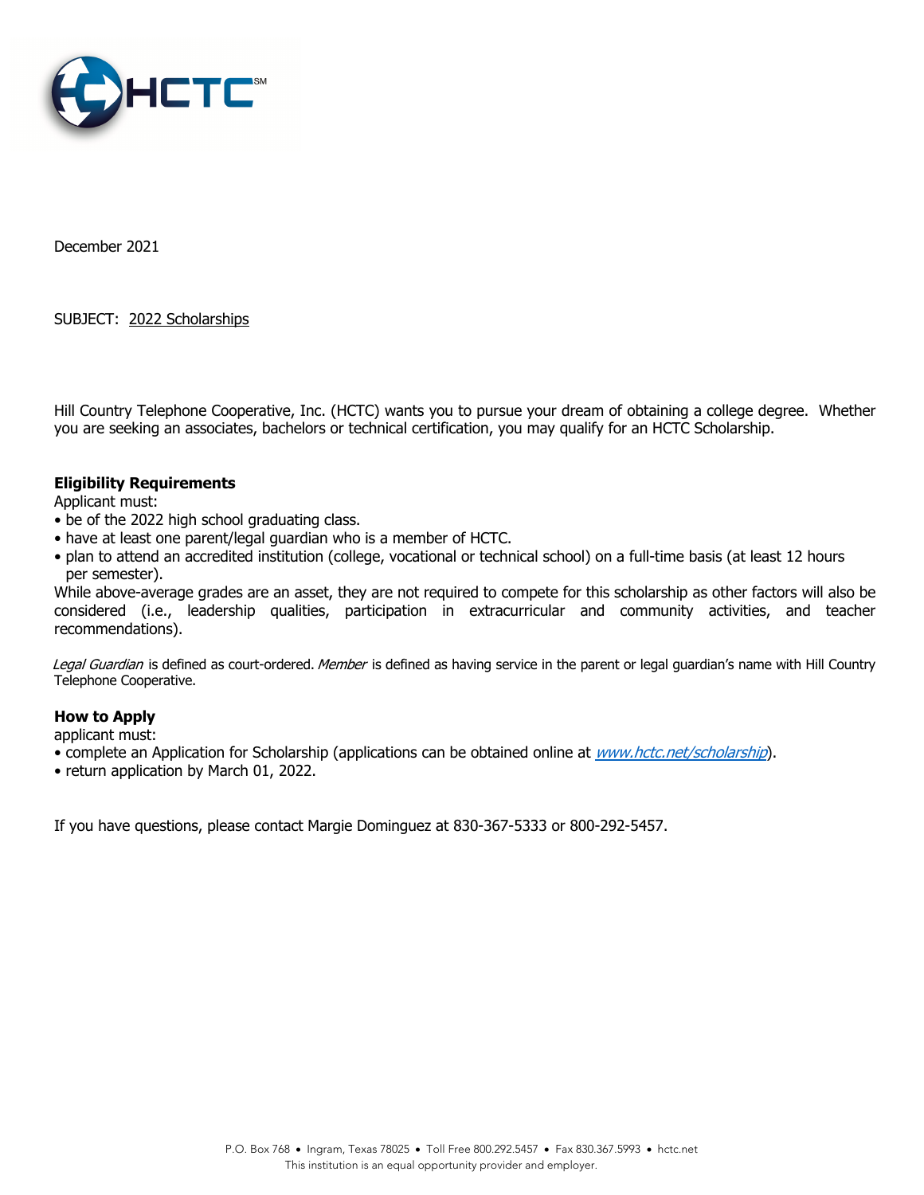December 2021

SUBJECT: <u>2022 Scholarships</u>

Hill Country Telephone Cooperative, Inc. (HCTC) wants you to pursue your dream of obtaining a college degree. Whether you are seeking an associates, bachelors or technical certification, you may qualify for an HCTC Scholarship.

**Eligibility Requirements**

Applicant must:

- be of the 2022 high school graduating class.
- have at least one parent/legal guardian who is a member of HCTC.
- plan to attend an accredited institution (college, vocational or technical school) on a full-time basis (at least 12 hours per semester).

While above-average grades are an asset, they are not required to compete for this scholarship as other factors will also be considered (i.e., leadership qualities, participation in extracurricular and community activities, and teacher recommendations).

*Legal Guardian* is defined as court-ordered. *Member* is defined as having service in the parent or legal guardian's name with Hill Country Telephone Cooperative.

**How to Apply**

applicant must:

- complete an Application for Scholarship (applications can be obtained online at *www.hctc.net/scholarship*).
- return application by March 01, 2022.

If you have questions, please contact Margie Dominguez at 830-367-5333 or 800-292-5457.

P.O. Box 768 • Ingram, Texas 78025 • Toll Free 800.292.5457 • Fax 830.367.5993 • hctc.net
This institution is an equal opportunity provider and employer.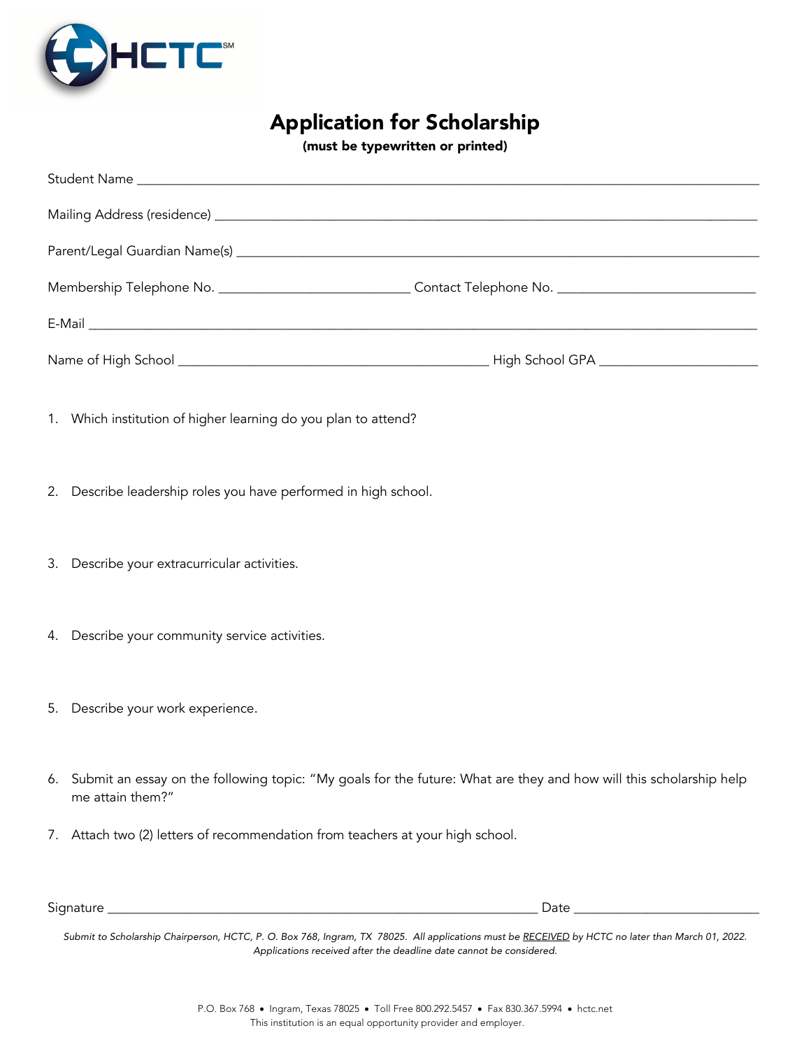HCTC℠

# Application for Scholarship

**(must be typewritten or printed)**

Student Name ____________________________________________

Mailing Address (residence) ____________________________________________

Parent/Legal Guardian Name(s) ____________________________________________

Membership Telephone No. ____________________ Contact Telephone No. ____________________

E-Mail ____________________________________________

Name of High School ______________________________ High School GPA ________________

1. Which institution of higher learning do you plan to attend?

2. Describe leadership roles you have performed in high school.

3. Describe your extracurricular activities.

4. Describe your community service activities.

5. Describe your work experience.

6. Submit an essay on the following topic: "My goals for the future: What are they and how will this scholarship help me attain them?"

7. Attach two (2) letters of recommendation from teachers at your high school.

Signature ____________________________________________ Date ____________________

*Submit to Scholarship Chairperson, HCTC, P. O. Box 768, Ingram, TX 78025. All applications must be RECEIVED by HCTC no later than March 01, 2022. Applications received after the deadline date cannot be considered.*

P.O. Box 768 • Ingram, Texas 78025 • Toll Free 800.292.5457 • Fax 830.367.5994 • hctc.net

This institution is an equal opportunity provider and employer.